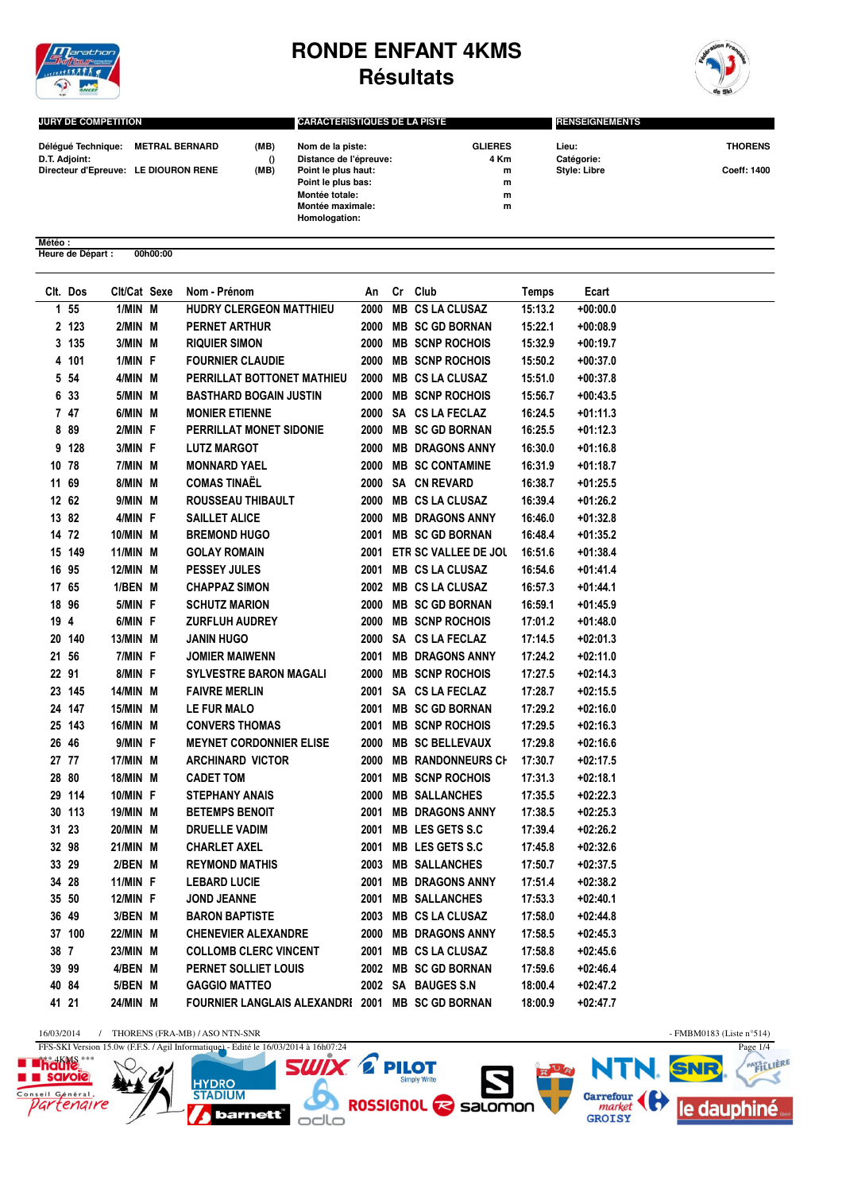# RONDE ENFANT 4KMS
## Résultats

| JURY DE COMPETITION | | | CARACTERISTIQUES DE LA PISTE | | RENSEIGNEMENTS | |
|---|---|---|---|---|---|---|
| Délégué Technique: | METRAL BERNARD | (MB) | Nom de la piste: | GLIERES | Lieu: | THORENS |
| D.T. Adjoint: | | () | Distance de l'épreuve: | 4 Km | Catégorie: | |
| Directeur d'Epreuve: | LE DIOURON RENE | (MB) | Point le plus haut: | m | Style: Libre | Coeff: 1400 |
| | | | Point le plus bas: | m | | |
| | | | Montée totale: | m | | |
| | | | Montée maximale: | m | | |
| | | | Homologation: | | | |

Météo :
Heure de Départ : 00h00:00

| Clt. | Dos | Clt/Cat | Sexe | Nom - Prénom | An | Cr | Club | Temps | Ecart |
|---|---|---|---|---|---|---|---|---|---|
| 1 | 55 | 1/MIN | M | HUDRY CLERGEON MATTHIEU | 2000 | MB | CS LA CLUSAZ | 15:13.2 | +00:00.0 |
| 2 | 123 | 2/MIN | M | PERNET ARTHUR | 2000 | MB | SC GD BORNAN | 15:22.1 | +00:08.9 |
| 3 | 135 | 3/MIN | M | RIQUIER SIMON | 2000 | MB | SCNP ROCHOIS | 15:32.9 | +00:19.7 |
| 4 | 101 | 1/MIN | F | FOURNIER CLAUDIE | 2000 | MB | SCNP ROCHOIS | 15:50.2 | +00:37.0 |
| 5 | 54 | 4/MIN | M | PERRILLAT BOTTONET MATHIEU | 2000 | MB | CS LA CLUSAZ | 15:51.0 | +00:37.8 |
| 6 | 33 | 5/MIN | M | BASTHARD BOGAIN JUSTIN | 2000 | MB | SCNP ROCHOIS | 15:56.7 | +00:43.5 |
| 7 | 47 | 6/MIN | M | MONIER ETIENNE | 2000 | SA | CS LA FECLAZ | 16:24.5 | +01:11.3 |
| 8 | 89 | 2/MIN | F | PERRILLAT MONET SIDONIE | 2000 | MB | SC GD BORNAN | 16:25.5 | +01:12.3 |
| 9 | 128 | 3/MIN | F | LUTZ MARGOT | 2000 | MB | DRAGONS ANNY | 16:30.0 | +01:16.8 |
| 10 | 78 | 7/MIN | M | MONNARD YAEL | 2000 | MB | SC CONTAMINE | 16:31.9 | +01:18.7 |
| 11 | 69 | 8/MIN | M | COMAS TINAËL | 2000 | SA | CN REVARD | 16:38.7 | +01:25.5 |
| 12 | 62 | 9/MIN | M | ROUSSEAU THIBAULT | 2000 | MB | CS LA CLUSAZ | 16:39.4 | +01:26.2 |
| 13 | 82 | 4/MIN | F | SAILLET ALICE | 2000 | MB | DRAGONS ANNY | 16:46.0 | +01:32.8 |
| 14 | 72 | 10/MIN | M | BREMOND HUGO | 2001 | MB | SC GD BORNAN | 16:48.4 | +01:35.2 |
| 15 | 149 | 11/MIN | M | GOLAY ROMAIN | 2001 | ETR | SC VALLEE DE JOU | 16:51.6 | +01:38.4 |
| 16 | 95 | 12/MIN | M | PESSEY JULES | 2001 | MB | CS LA CLUSAZ | 16:54.6 | +01:41.4 |
| 17 | 65 | 1/BEN | M | CHAPPAZ SIMON | 2002 | MB | CS LA CLUSAZ | 16:57.3 | +01:44.1 |
| 18 | 96 | 5/MIN | F | SCHUTZ MARION | 2000 | MB | SC GD BORNAN | 16:59.1 | +01:45.9 |
| 19 | 4 | 6/MIN | F | ZURFLUH AUDREY | 2000 | MB | SCNP ROCHOIS | 17:01.2 | +01:48.0 |
| 20 | 140 | 13/MIN | M | JANIN HUGO | 2000 | SA | CS LA FECLAZ | 17:14.5 | +02:01.3 |
| 21 | 56 | 7/MIN | F | JOMIER MAIWENN | 2001 | MB | DRAGONS ANNY | 17:24.2 | +02:11.0 |
| 22 | 91 | 8/MIN | F | SYLVESTRE BARON MAGALI | 2000 | MB | SCNP ROCHOIS | 17:27.5 | +02:14.3 |
| 23 | 145 | 14/MIN | M | FAIVRE MERLIN | 2001 | SA | CS LA FECLAZ | 17:28.7 | +02:15.5 |
| 24 | 147 | 15/MIN | M | LE FUR MALO | 2001 | MB | SC GD BORNAN | 17:29.2 | +02:16.0 |
| 25 | 143 | 16/MIN | M | CONVERS THOMAS | 2001 | MB | SCNP ROCHOIS | 17:29.5 | +02:16.3 |
| 26 | 46 | 9/MIN | F | MEYNET CORDONNIER ELISE | 2000 | MB | SC BELLEVAUX | 17:29.8 | +02:16.6 |
| 27 | 77 | 17/MIN | M | ARCHINARD VICTOR | 2000 | MB | RANDONNEURS CH | 17:30.7 | +02:17.5 |
| 28 | 80 | 18/MIN | M | CADET TOM | 2001 | MB | SCNP ROCHOIS | 17:31.3 | +02:18.1 |
| 29 | 114 | 10/MIN | F | STEPHANY ANAIS | 2000 | MB | SALLANCHES | 17:35.5 | +02:22.3 |
| 30 | 113 | 19/MIN | M | BETEMPS BENOIT | 2001 | MB | DRAGONS ANNY | 17:38.5 | +02:25.3 |
| 31 | 23 | 20/MIN | M | DRUELLE VADIM | 2001 | MB | LES GETS S.C | 17:39.4 | +02:26.2 |
| 32 | 98 | 21/MIN | M | CHARLET AXEL | 2001 | MB | LES GETS S.C | 17:45.8 | +02:32.6 |
| 33 | 29 | 2/BEN | M | REYMOND MATHIS | 2003 | MB | SALLANCHES | 17:50.7 | +02:37.5 |
| 34 | 28 | 11/MIN | F | LEBARD LUCIE | 2001 | MB | DRAGONS ANNY | 17:51.4 | +02:38.2 |
| 35 | 50 | 12/MIN | F | JOND JEANNE | 2001 | MB | SALLANCHES | 17:53.3 | +02:40.1 |
| 36 | 49 | 3/BEN | M | BARON BAPTISTE | 2003 | MB | CS LA CLUSAZ | 17:58.0 | +02:44.8 |
| 37 | 100 | 22/MIN | M | CHENEVIER ALEXANDRE | 2000 | MB | DRAGONS ANNY | 17:58.5 | +02:45.3 |
| 38 | 7 | 23/MIN | M | COLLOMB CLERC VINCENT | 2001 | MB | CS LA CLUSAZ | 17:58.8 | +02:45.6 |
| 39 | 99 | 4/BEN | M | PERNET SOLLIET LOUIS | 2002 | MB | SC GD BORNAN | 17:59.6 | +02:46.4 |
| 40 | 84 | 5/BEN | M | GAGGIO MATTEO | 2002 | SA | BAUGES S.N | 18:00.4 | +02:47.2 |
| 41 | 21 | 24/MIN | M | FOURNIER LANGLAIS ALEXANDRE | 2001 | MB | SC GD BORNAN | 18:00.9 | +02:47.7 |

16/03/2014 / THORENS (FRA-MB) / ASO NTN-SNR - FMBM0183 (Liste n°514)

FFS-SKI Version 15.0w (F.F.S. / Agil Informatique) - Edité le 16/03/2014 à 16h07:24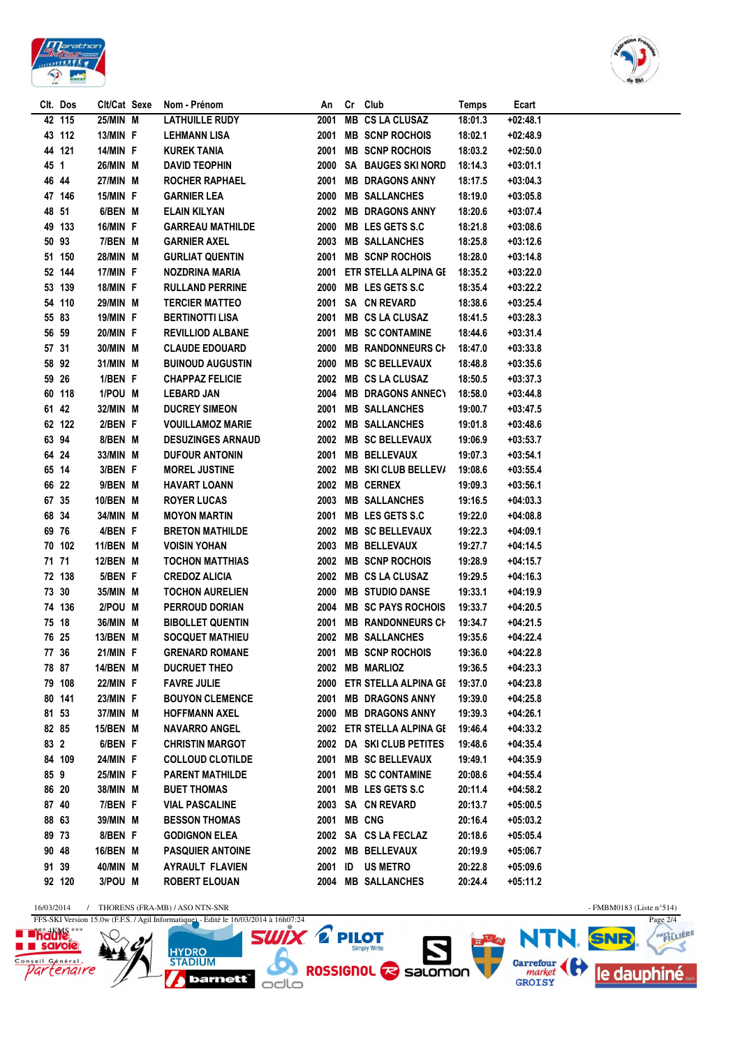| Clt. | Dos | Clt/Cat | Sexe | Nom - Prénom | An | Cr | Club | Temps | Ecart |
|---|---|---|---|---|---|---|---|---|---|
| 42 | 115 | 25/MIN | M | LATHUILLE RUDY | 2001 | MB | CS LA CLUSAZ | 18:01.3 | +02:48.1 |
| 43 | 112 | 13/MIN | F | LEHMANN LISA | 2001 | MB | SCNP ROCHOIS | 18:02.1 | +02:48.9 |
| 44 | 121 | 14/MIN | F | KUREK TANIA | 2001 | MB | SCNP ROCHOIS | 18:03.2 | +02:50.0 |
| 45 | 1 | 26/MIN | M | DAVID TEOPHIN | 2000 | SA | BAUGES SKI NORD | 18:14.3 | +03:01.1 |
| 46 | 44 | 27/MIN | M | ROCHER RAPHAEL | 2001 | MB | DRAGONS ANNY | 18:17.5 | +03:04.3 |
| 47 | 146 | 15/MIN | F | GARNIER LEA | 2000 | MB | SALLANCHES | 18:19.0 | +03:05.8 |
| 48 | 51 | 6/BEN | M | ELAIN KILYAN | 2002 | MB | DRAGONS ANNY | 18:20.6 | +03:07.4 |
| 49 | 133 | 16/MIN | F | GARREAU MATHILDE | 2000 | MB | LES GETS S.C | 18:21.8 | +03:08.6 |
| 50 | 93 | 7/BEN | M | GARNIER AXEL | 2003 | MB | SALLANCHES | 18:25.8 | +03:12.6 |
| 51 | 150 | 28/MIN | M | GURLIAT QUENTIN | 2001 | MB | SCNP ROCHOIS | 18:28.0 | +03:14.8 |
| 52 | 144 | 17/MIN | F | NOZDRINA MARIA | 2001 | ETR | STELLA ALPINA GE | 18:35.2 | +03:22.0 |
| 53 | 139 | 18/MIN | F | RULLAND PERRINE | 2000 | MB | LES GETS S.C | 18:35.4 | +03:22.2 |
| 54 | 110 | 29/MIN | M | TERCIER MATTEO | 2001 | SA | CN REVARD | 18:38.6 | +03:25.4 |
| 55 | 83 | 19/MIN | F | BERTINOTTI LISA | 2001 | MB | CS LA CLUSAZ | 18:41.5 | +03:28.3 |
| 56 | 59 | 20/MIN | F | REVILLIOD ALBANE | 2001 | MB | SC CONTAMINE | 18:44.6 | +03:31.4 |
| 57 | 31 | 30/MIN | M | CLAUDE EDOUARD | 2000 | MB | RANDONNEURS CH | 18:47.0 | +03:33.8 |
| 58 | 92 | 31/MIN | M | BUINOUD AUGUSTIN | 2000 | MB | SC BELLEVAUX | 18:48.8 | +03:35.6 |
| 59 | 26 | 1/BEN | F | CHAPPAZ FELICIE | 2002 | MB | CS LA CLUSAZ | 18:50.5 | +03:37.3 |
| 60 | 118 | 1/POU | M | LEBARD JAN | 2004 | MB | DRAGONS ANNECY | 18:58.0 | +03:44.8 |
| 61 | 42 | 32/MIN | M | DUCREY SIMEON | 2001 | MB | SALLANCHES | 19:00.7 | +03:47.5 |
| 62 | 122 | 2/BEN | F | VOUILLAMOZ MARIE | 2002 | MB | SALLANCHES | 19:01.8 | +03:48.6 |
| 63 | 94 | 8/BEN | M | DESUZINGES ARNAUD | 2002 | MB | SC BELLEVAUX | 19:06.9 | +03:53.7 |
| 64 | 24 | 33/MIN | M | DUFOUR ANTONIN | 2001 | MB | BELLEVAUX | 19:07.3 | +03:54.1 |
| 65 | 14 | 3/BEN | F | MOREL JUSTINE | 2002 | MB | SKI CLUB BELLEVA | 19:08.6 | +03:55.4 |
| 66 | 22 | 9/BEN | M | HAVART LOANN | 2002 | MB | CERNEX | 19:09.3 | +03:56.1 |
| 67 | 35 | 10/BEN | M | ROYER LUCAS | 2003 | MB | SALLANCHES | 19:16.5 | +04:03.3 |
| 68 | 34 | 34/MIN | M | MOYON MARTIN | 2001 | MB | LES GETS S.C | 19:22.0 | +04:08.8 |
| 69 | 76 | 4/BEN | F | BRETON MATHILDE | 2002 | MB | SC BELLEVAUX | 19:22.3 | +04:09.1 |
| 70 | 102 | 11/BEN | M | VOISIN YOHAN | 2003 | MB | BELLEVAUX | 19:27.7 | +04:14.5 |
| 71 | 71 | 12/BEN | M | TOCHON MATTHIAS | 2002 | MB | SCNP ROCHOIS | 19:28.9 | +04:15.7 |
| 72 | 138 | 5/BEN | F | CREDOZ ALICIA | 2002 | MB | CS LA CLUSAZ | 19:29.5 | +04:16.3 |
| 73 | 30 | 35/MIN | M | TOCHON AURELIEN | 2000 | MB | STUDIO DANSE | 19:33.1 | +04:19.9 |
| 74 | 136 | 2/POU | M | PERROUD DORIAN | 2004 | MB | SC PAYS ROCHOIS | 19:33.7 | +04:20.5 |
| 75 | 18 | 36/MIN | M | BIBOLLET QUENTIN | 2001 | MB | RANDONNEURS CH | 19:34.7 | +04:21.5 |
| 76 | 25 | 13/BEN | M | SOCQUET MATHIEU | 2002 | MB | SALLANCHES | 19:35.6 | +04:22.4 |
| 77 | 36 | 21/MIN | F | GRENARD ROMANE | 2001 | MB | SCNP ROCHOIS | 19:36.0 | +04:22.8 |
| 78 | 87 | 14/BEN | M | DUCRUET THEO | 2002 | MB | MARLIOZ | 19:36.5 | +04:23.3 |
| 79 | 108 | 22/MIN | F | FAVRE JULIE | 2000 | ETR | STELLA ALPINA GE | 19:37.0 | +04:23.8 |
| 80 | 141 | 23/MIN | F | BOUYON CLEMENCE | 2001 | MB | DRAGONS ANNY | 19:39.0 | +04:25.8 |
| 81 | 53 | 37/MIN | M | HOFFMANN AXEL | 2000 | MB | DRAGONS ANNY | 19:39.3 | +04:26.1 |
| 82 | 85 | 15/BEN | M | NAVARRO ANGEL | 2002 | ETR | STELLA ALPINA GE | 19:46.4 | +04:33.2 |
| 83 | 2 | 6/BEN | F | CHRISTIN MARGOT | 2002 | DA | SKI CLUB PETITES | 19:48.6 | +04:35.4 |
| 84 | 109 | 24/MIN | F | COLLOUD CLOTILDE | 2001 | MB | SC BELLEVAUX | 19:49.1 | +04:35.9 |
| 85 | 9 | 25/MIN | F | PARENT MATHILDE | 2001 | MB | SC CONTAMINE | 20:08.6 | +04:55.4 |
| 86 | 20 | 38/MIN | M | BUET THOMAS | 2001 | MB | LES GETS S.C | 20:11.4 | +04:58.2 |
| 87 | 40 | 7/BEN | F | VIAL PASCALINE | 2003 | SA | CN REVARD | 20:13.7 | +05:00.5 |
| 88 | 63 | 39/MIN | M | BESSON THOMAS | 2001 | MB | CNG | 20:16.4 | +05:03.2 |
| 89 | 73 | 8/BEN | F | GODIGNON ELEA | 2002 | SA | CS LA FECLAZ | 20:18.6 | +05:05.4 |
| 90 | 48 | 16/BEN | M | PASQUIER ANTOINE | 2002 | MB | BELLEVAUX | 20:19.9 | +05:06.7 |
| 91 | 39 | 40/MIN | M | AYRAULT FLAVIEN | 2001 | ID | US METRO | 20:22.8 | +05:09.6 |
| 92 | 120 | 3/POU | M | ROBERT ELOUAN | 2004 | MB | SALLANCHES | 20:24.4 | +05:11.2 |

16/03/2014 / THORENS (FRA-MB) / ASO NTN-SNR - FMBM0183 (Liste n°514)

FFS-SKI Version 15.0w (F.F.S. / Agil Informatique) - Edité le 16/03/2014 à 16h07:24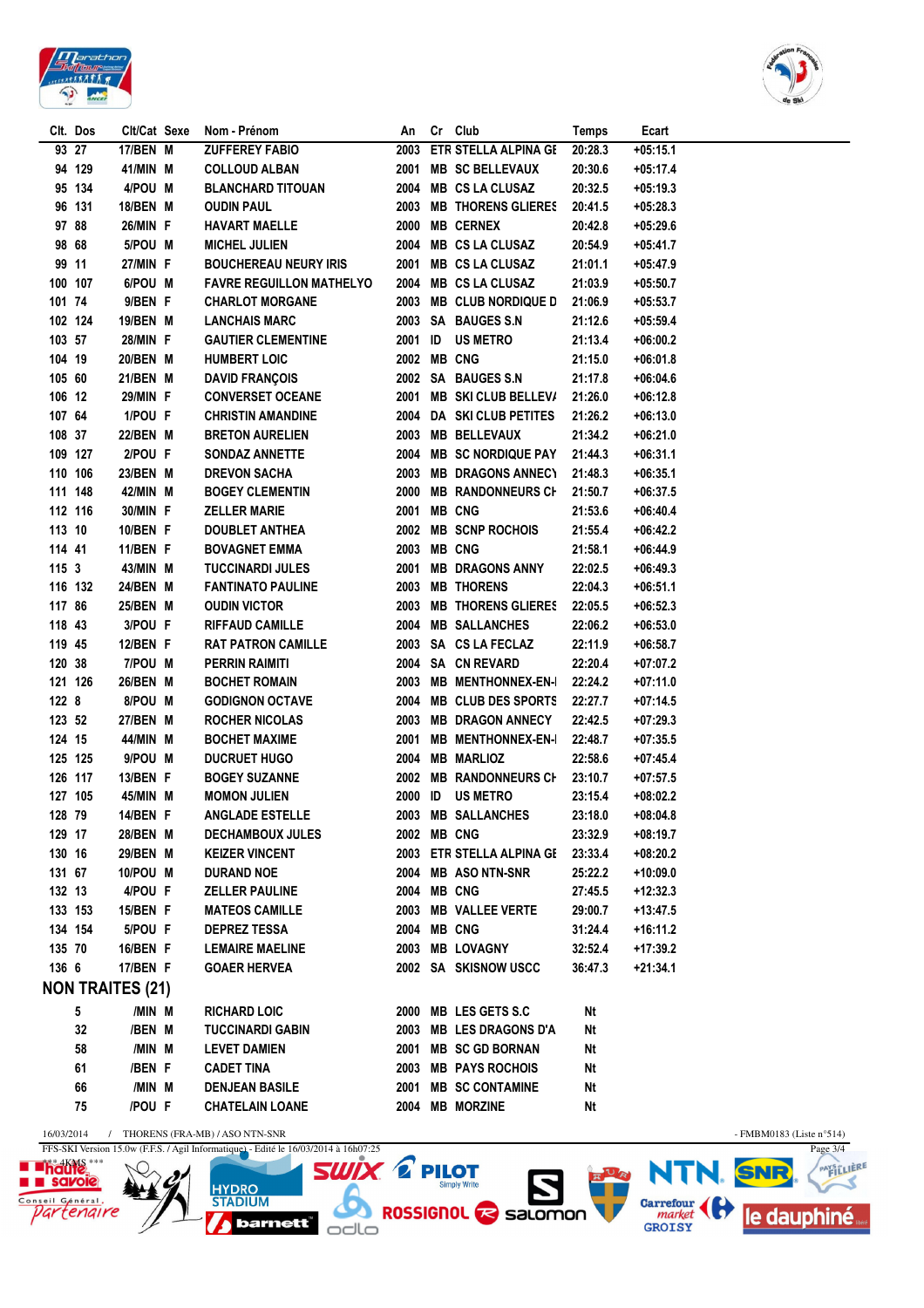| Clt. | Dos | Clt/Cat | Sexe | Nom - Prénom | An | Cr | Club | Temps | Ecart |
|---|---|---|---|---|---|---|---|---|---|
| 93 | 27 | 17/BEN | M | ZUFFEREY FABIO | 2003 | ETR | STELLA ALPINA GE | 20:28.3 | +05:15.1 |
| 94 | 129 | 41/MIN | M | COLLOUD ALBAN | 2001 | MB | SC BELLEVAUX | 20:30.6 | +05:17.4 |
| 95 | 134 | 4/POU | M | BLANCHARD TITOUAN | 2004 | MB | CS LA CLUSAZ | 20:32.5 | +05:19.3 |
| 96 | 131 | 18/BEN | M | OUDIN PAUL | 2003 | MB | THORENS GLIERES | 20:41.5 | +05:28.3 |
| 97 | 88 | 26/MIN | F | HAVART MAELLE | 2000 | MB | CERNEX | 20:42.8 | +05:29.6 |
| 98 | 68 | 5/POU | M | MICHEL JULIEN | 2004 | MB | CS LA CLUSAZ | 20:54.9 | +05:41.7 |
| 99 | 11 | 27/MIN | F | BOUCHEREAU NEURY IRIS | 2001 | MB | CS LA CLUSAZ | 21:01.1 | +05:47.9 |
| 100 | 107 | 6/POU | M | FAVRE REGUILLON MATHELYO | 2004 | MB | CS LA CLUSAZ | 21:03.9 | +05:50.7 |
| 101 | 74 | 9/BEN | F | CHARLOT MORGANE | 2003 | MB | CLUB NORDIQUE D | 21:06.9 | +05:53.7 |
| 102 | 124 | 19/BEN | M | LANCHAIS MARC | 2003 | SA | BAUGES S.N | 21:12.6 | +05:59.4 |
| 103 | 57 | 28/MIN | F | GAUTIER CLEMENTINE | 2001 | ID | US METRO | 21:13.4 | +06:00.2 |
| 104 | 19 | 20/BEN | M | HUMBERT LOIC | 2002 | MB | CNG | 21:15.0 | +06:01.8 |
| 105 | 60 | 21/BEN | M | DAVID FRANÇOIS | 2002 | SA | BAUGES S.N | 21:17.8 | +06:04.6 |
| 106 | 12 | 29/MIN | F | CONVERSET OCEANE | 2001 | MB | SKI CLUB BELLEVA | 21:26.0 | +06:12.8 |
| 107 | 64 | 1/POU | F | CHRISTIN AMANDINE | 2004 | DA | SKI CLUB PETITES | 21:26.2 | +06:13.0 |
| 108 | 37 | 22/BEN | M | BRETON AURELIEN | 2003 | MB | BELLEVAUX | 21:34.2 | +06:21.0 |
| 109 | 127 | 2/POU | F | SONDAZ ANNETTE | 2004 | MB | SC NORDIQUE PAY | 21:44.3 | +06:31.1 |
| 110 | 106 | 23/BEN | M | DREVON SACHA | 2003 | MB | DRAGONS ANNECY | 21:48.3 | +06:35.1 |
| 111 | 148 | 42/MIN | M | BOGEY CLEMENTIN | 2000 | MB | RANDONNEURS CH | 21:50.7 | +06:37.5 |
| 112 | 116 | 30/MIN | F | ZELLER MARIE | 2001 | MB | CNG | 21:53.6 | +06:40.4 |
| 113 | 10 | 10/BEN | F | DOUBLET ANTHEA | 2002 | MB | SCNP ROCHOIS | 21:55.4 | +06:42.2 |
| 114 | 41 | 11/BEN | F | BOVAGNET EMMA | 2003 | MB | CNG | 21:58.1 | +06:44.9 |
| 115 | 3 | 43/MIN | M | TUCCINARDI JULES | 2001 | MB | DRAGONS ANNY | 22:02.5 | +06:49.3 |
| 116 | 132 | 24/BEN | M | FANTINATO PAULINE | 2003 | MB | THORENS | 22:04.3 | +06:51.1 |
| 117 | 86 | 25/BEN | M | OUDIN VICTOR | 2003 | MB | THORENS GLIERES | 22:05.5 | +06:52.3 |
| 118 | 43 | 3/POU | F | RIFFAUD CAMILLE | 2004 | MB | SALLANCHES | 22:06.2 | +06:53.0 |
| 119 | 45 | 12/BEN | F | RAT PATRON CAMILLE | 2003 | SA | CS LA FECLAZ | 22:11.9 | +06:58.7 |
| 120 | 38 | 7/POU | M | PERRIN RAIMITI | 2004 | SA | CN REVARD | 22:20.4 | +07:07.2 |
| 121 | 126 | 26/BEN | M | BOCHET ROMAIN | 2003 | MB | MENTHONNEX-EN-I | 22:24.2 | +07:11.0 |
| 122 | 8 | 8/POU | M | GODIGNON OCTAVE | 2004 | MB | CLUB DES SPORTS | 22:27.7 | +07:14.5 |
| 123 | 52 | 27/BEN | M | ROCHER NICOLAS | 2003 | MB | DRAGON ANNECY | 22:42.5 | +07:29.3 |
| 124 | 15 | 44/MIN | M | BOCHET MAXIME | 2001 | MB | MENTHONNEX-EN-I | 22:48.7 | +07:35.5 |
| 125 | 125 | 9/POU | M | DUCRUET HUGO | 2004 | MB | MARLIOZ | 22:58.6 | +07:45.4 |
| 126 | 117 | 13/BEN | F | BOGEY SUZANNE | 2002 | MB | RANDONNEURS CH | 23:10.7 | +07:57.5 |
| 127 | 105 | 45/MIN | M | MOMON JULIEN | 2000 | ID | US METRO | 23:15.4 | +08:02.2 |
| 128 | 79 | 14/BEN | F | ANGLADE ESTELLE | 2003 | MB | SALLANCHES | 23:18.0 | +08:04.8 |
| 129 | 17 | 28/BEN | M | DECHAMBOUX JULES | 2002 | MB | CNG | 23:32.9 | +08:19.7 |
| 130 | 16 | 29/BEN | M | KEIZER VINCENT | 2003 | ETR | STELLA ALPINA GE | 23:33.4 | +08:20.2 |
| 131 | 67 | 10/POU | M | DURAND NOE | 2004 | MB | ASO NTN-SNR | 25:22.2 | +10:09.0 |
| 132 | 13 | 4/POU | F | ZELLER PAULINE | 2004 | MB | CNG | 27:45.5 | +12:32.3 |
| 133 | 153 | 15/BEN | F | MATEOS CAMILLE | 2003 | MB | VALLEE VERTE | 29:00.7 | +13:47.5 |
| 134 | 154 | 5/POU | F | DEPREZ TESSA | 2004 | MB | CNG | 31:24.4 | +16:11.2 |
| 135 | 70 | 16/BEN | F | LEMAIRE MAELINE | 2003 | MB | LOVAGNY | 32:52.4 | +17:39.2 |
| 136 | 6 | 17/BEN | F | GOAER HERVEA | 2002 | SA | SKISNOW USCC | 36:47.3 | +21:34.1 |

## NON TRAITES (21)

| Clt. | Dos | Clt/Cat | Sexe | Nom - Prénom | An | Cr | Club | Temps | Ecart |
|---|---|---|---|---|---|---|---|---|---|
| | 5 | /MIN | M | RICHARD LOIC | 2000 | MB | LES GETS S.C | Nt | |
| | 32 | /BEN | M | TUCCINARDI GABIN | 2003 | MB | LES DRAGONS D'A | Nt | |
| | 58 | /MIN | M | LEVET DAMIEN | 2001 | MB | SC GD BORNAN | Nt | |
| | 61 | /BEN | F | CADET TINA | 2003 | MB | PAYS ROCHOIS | Nt | |
| | 66 | /MIN | M | DENJEAN BASILE | 2001 | MB | SC CONTAMINE | Nt | |
| | 75 | /POU | F | CHATELAIN LOANE | 2004 | MB | MORZINE | Nt | |

16/03/2014 / THORENS (FRA-MB) / ASO NTN-SNR - FMBM0183 (Liste n°514)

FFS-SKI Version 15.0w (F.F.S. / Agil Informatique) - Edité le 16/03/2014 à 16h07:25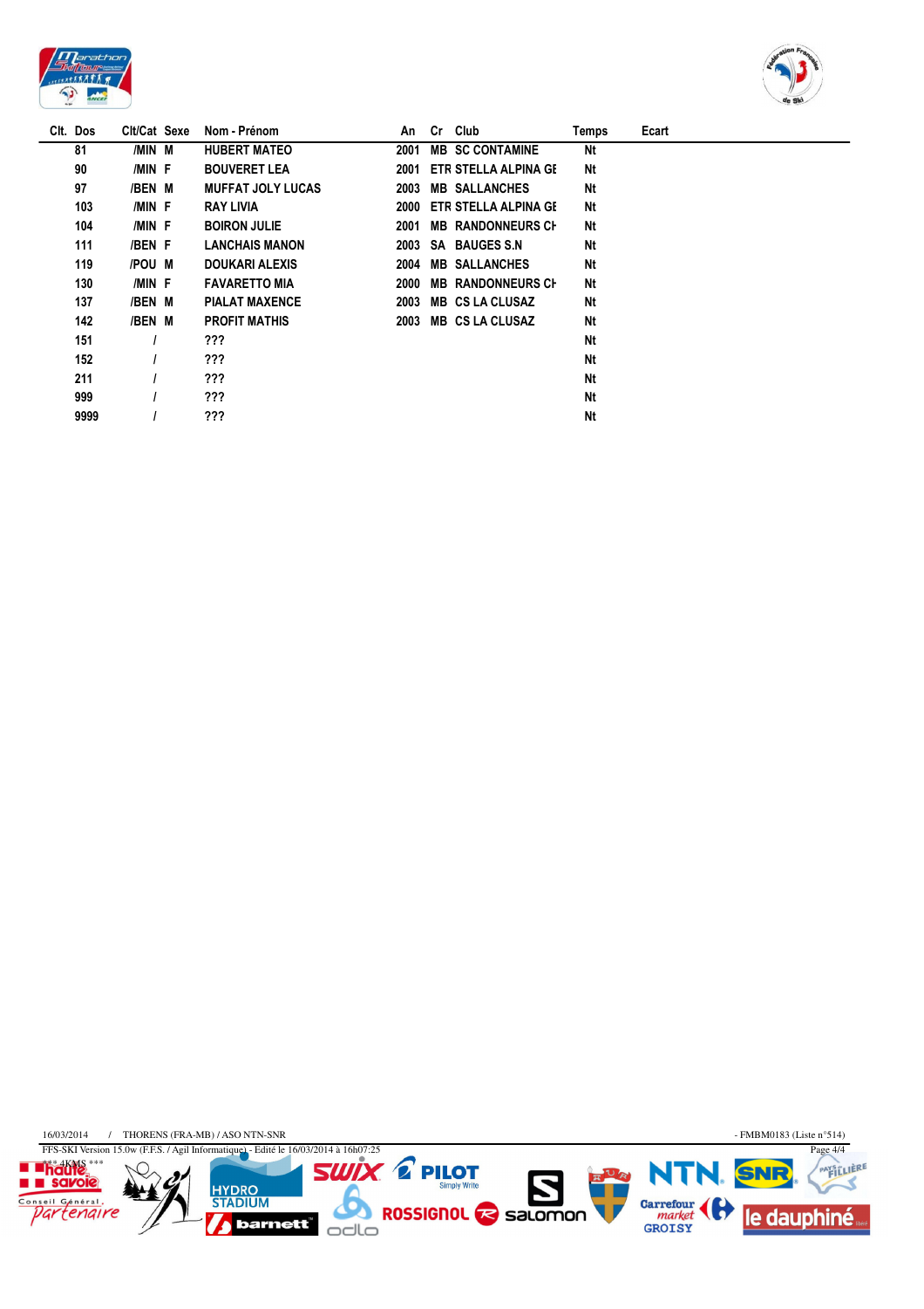| Clt. | Dos | Clt/Cat | Sexe | Nom - Prénom | An | Cr | Club | Temps | Ecart |
|---|---|---|---|---|---|---|---|---|---|
| | 81 | /MIN | M | HUBERT MATEO | 2001 | MB | SC CONTAMINE | Nt | |
| | 90 | /MIN | F | BOUVERET LEA | 2001 | ETR | STELLA ALPINA GE | Nt | |
| | 97 | /BEN | M | MUFFAT JOLY LUCAS | 2003 | MB | SALLANCHES | Nt | |
| | 103 | /MIN | F | RAY LIVIA | 2000 | ETR | STELLA ALPINA GE | Nt | |
| | 104 | /MIN | F | BOIRON JULIE | 2001 | MB | RANDONNEURS CH | Nt | |
| | 111 | /BEN | F | LANCHAIS MANON | 2003 | SA | BAUGES S.N | Nt | |
| | 119 | /POU | M | DOUKARI ALEXIS | 2004 | MB | SALLANCHES | Nt | |
| | 130 | /MIN | F | FAVARETTO MIA | 2000 | MB | RANDONNEURS CH | Nt | |
| | 137 | /BEN | M | PIALAT MAXENCE | 2003 | MB | CS LA CLUSAZ | Nt | |
| | 142 | /BEN | M | PROFIT MATHIS | 2003 | MB | CS LA CLUSAZ | Nt | |
| | 151 | / | | ??? | | | | Nt | |
| | 152 | / | | ??? | | | | Nt | |
| | 211 | / | | ??? | | | | Nt | |
| | 999 | / | | ??? | | | | Nt | |
| | 9999 | / | | ??? | | | | Nt | |

16/03/2014 / THORENS (FRA-MB) / ASO NTN-SNR - FMBM0183 (Liste n°514)

FFS-SKI Version 15.0w (F.F.S. / Agil Informatique) - Edité le 16/03/2014 à 16h07:25

*** 4KMS ***